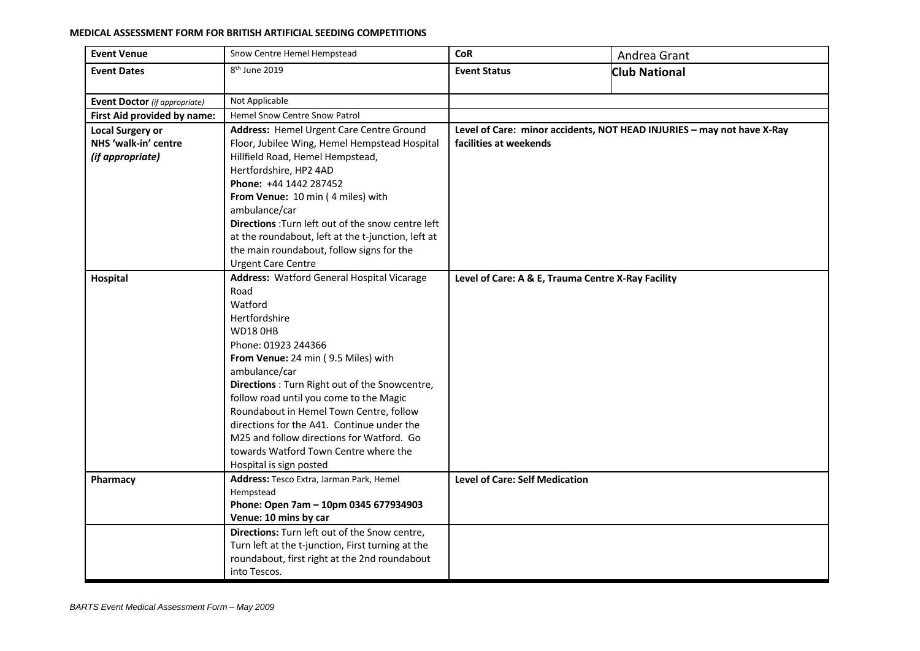**MEDICAL ASSESSMENT FORM FOR BRITISH ARTIFICIAL SEEDING COMPETITIONS**

| **Event Venue** | Snow Centre Hemel Hempstead | **CoR** | Andrea Grant |
|---|---|---|---|
| **Event Dates** | 8th June 2019 | **Event Status** | **Club National** |
| **Event Doctor** *(if appropriate)* | Not Applicable | | |
| **First Aid provided by name:** | Hemel Snow Centre Snow Patrol | | |
| **Local Surgery or NHS 'walk-in' centre** ***(if appropriate)*** | **Address:** Hemel Urgent Care Centre Ground Floor, Jubilee Wing, Hemel Hempstead Hospital Hillfield Road, Hemel Hempstead, Hertfordshire, HP2 4AD<br>**Phone:** +44 1442 287452<br>**From Venue:** 10 min ( 4 miles) with ambulance/car<br>**Directions** :Turn left out of the snow centre left at the roundabout, left at the t-junction, left at the main roundabout, follow signs for the Urgent Care Centre | **Level of Care: minor accidents, NOT HEAD INJURIES – may not have X-Ray facilities at weekends** | |
| **Hospital** | **Address:** Watford General Hospital Vicarage Road<br>Watford<br>Hertfordshire<br>WD18 0HB<br>Phone: 01923 244366<br>**From Venue:** 24 min ( 9.5 Miles) with ambulance/car<br>**Directions** : Turn Right out of the Snowcentre, follow road until you come to the Magic Roundabout in Hemel Town Centre, follow directions for the A41. Continue under the M25 and follow directions for Watford. Go towards Watford Town Centre where the Hospital is sign posted | **Level of Care: A & E, Trauma Centre X-Ray Facility** | |
| **Pharmacy** | **Address:** Tesco Extra, Jarman Park, Hemel Hempstead<br>**Phone: Open 7am – 10pm 0345 677934903**<br>**Venue: 10 mins by car** | **Level of Care: Self Medication** | |
| | **Directions:** Turn left out of the Snow centre, Turn left at the t-junction, First turning at the roundabout, first right at the 2nd roundabout into Tescos. | | |

*BARTS Event Medical Assessment Form – May 2009*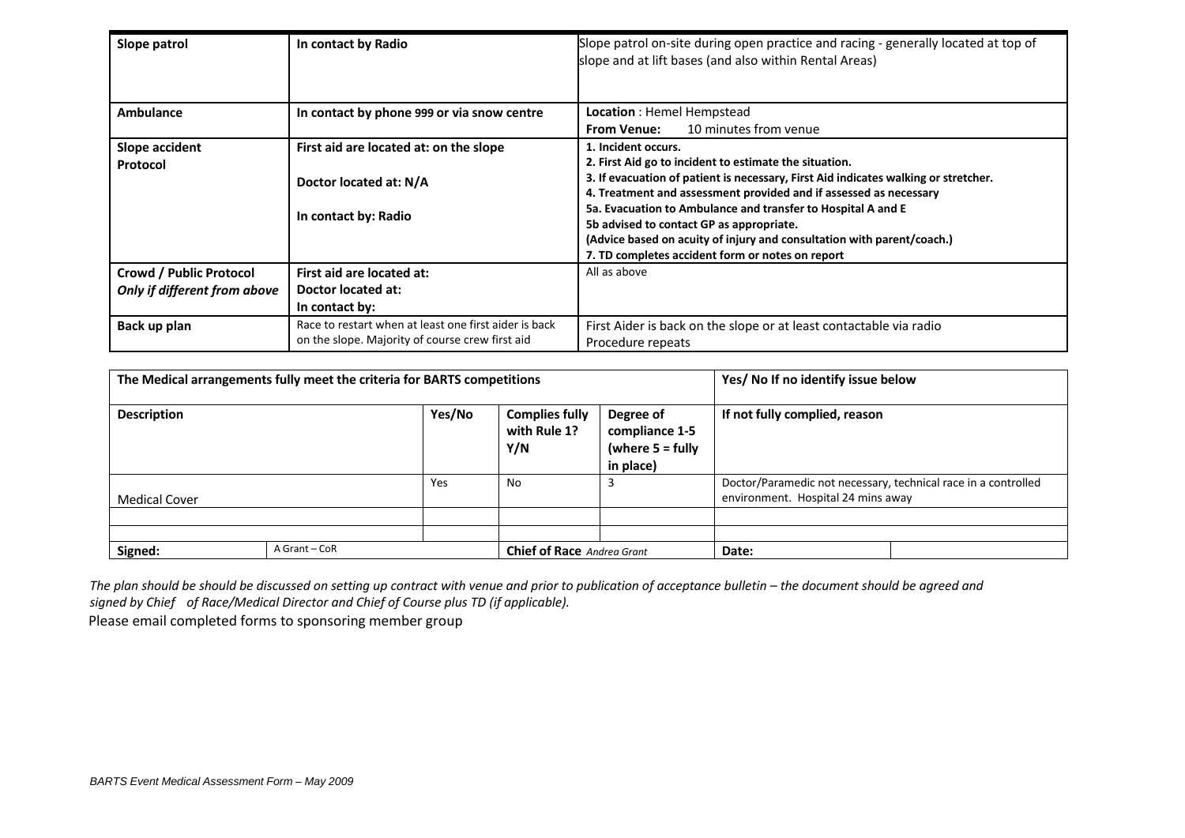| | | |
|---|---|---|
| **Slope patrol** | **In contact by Radio** | Slope patrol on-site during open practice and racing - generally located at top of slope and at lift bases (and also within Rental Areas) |
| **Ambulance** | **In contact by phone 999 or via snow centre** | **Location** : Hemel Hempstead<br>**From Venue:** 10 minutes from venue |
| **Slope accident Protocol** | **First aid are located at: on the slope**<br><br>**Doctor located at: N/A**<br><br>**In contact by: Radio** | **1. Incident occurs.**<br>**2. First Aid go to incident to estimate the situation.**<br>**3. If evacuation of patient is necessary, First Aid indicates walking or stretcher.**<br>**4. Treatment and assessment provided and if assessed as necessary**<br>**5a. Evacuation to Ambulance and transfer to Hospital A and E**<br>**5b advised to contact GP as appropriate.**<br>**(Advice based on acuity of injury and consultation with parent/coach.)**<br>**7. TD completes accident form or notes on report** |
| **Crowd / Public Protocol**<br>***Only if different from above*** | **First aid are located at:**<br>**Doctor located at:**<br>**In contact by:** | All as above |
| **Back up plan** | Race to restart when at least one first aider is back on the slope. Majority of course crew first aid | First Aider is back on the slope or at least contactable via radio<br>Procedure repeats |

| **The Medical arrangements fully meet the criteria for BARTS competitions** | | | | | **Yes/ No If no identify issue below** | |
|---|---|---|---|---|---|---|
| **Description** | | **Yes/No** | **Complies fully with Rule 1? Y/N** | **Degree of compliance 1-5 (where 5 = fully in place)** | **If not fully complied, reason** | |
| Medical Cover | | Yes | No | 3 | Doctor/Paramedic not necessary, technical race in a controlled environment. Hospital 24 mins away | |
| | | | | | | |
| | | | | | | |
| **Signed:** | A Grant – CoR | | **Chief of Race** *Andrea Grant* | | **Date:** | |

*The plan should be should be discussed on setting up contract with venue and prior to publication of acceptance bulletin – the document should be agreed and signed by Chief of Race/Medical Director and Chief of Course plus TD (if applicable).*

Please email completed forms to sponsoring member group

*BARTS Event Medical Assessment Form – May 2009*